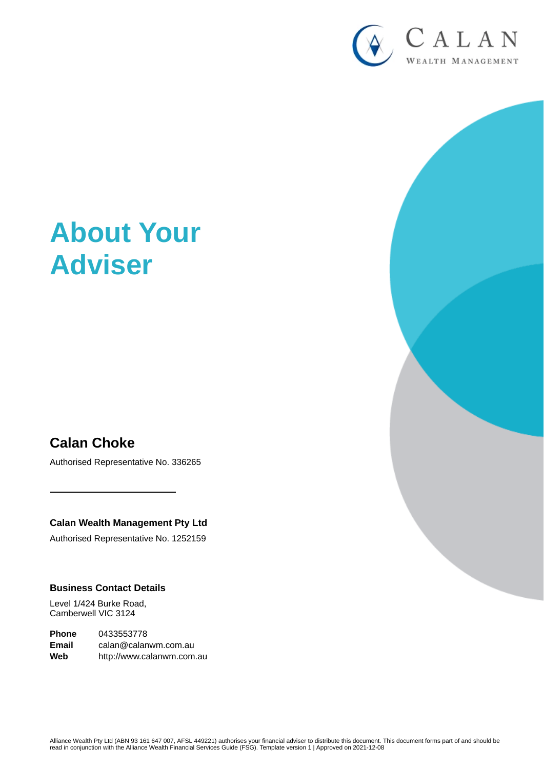# About Your Adviser

## Calan Choke

Authorised Representative No. 336265

---

**Calan Wealth Management Pty Ltd**

Authorised Representative No. 1252159

### Business Contact Details

Level 1/424 Burke Road,
Camberwell VIC 3124

**Phone** 0433553778
**Email** calan@calanwm.com.au
**Web** http://www.calanwm.com.au

Alliance Wealth Pty Ltd (ABN 93 161 647 007, AFSL 449221) authorises your financial adviser to distribute this document. This document forms part of and should be read in conjunction with the Alliance Wealth Financial Services Guide (FSG). Template version 1 | Approved on 2021-12-08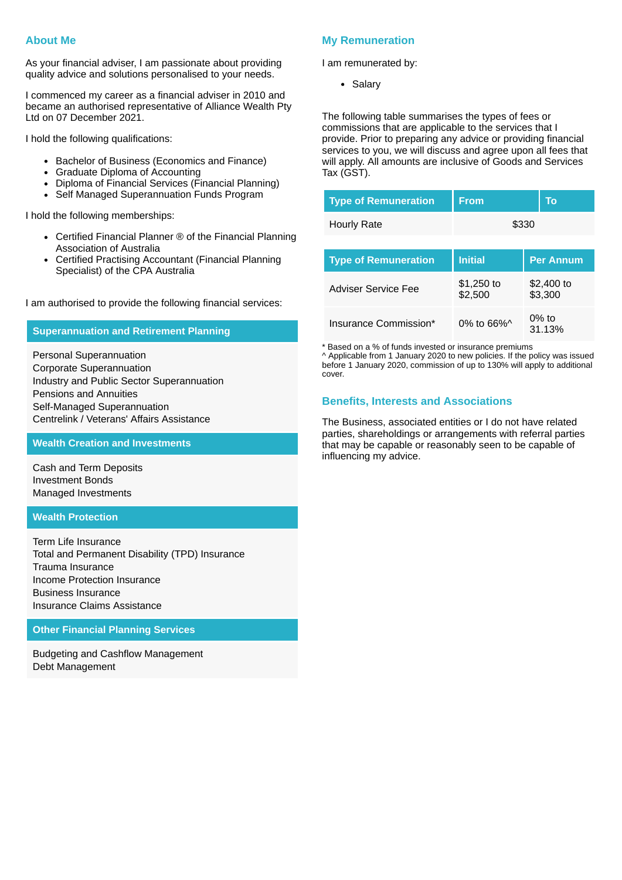## About Me

As your financial adviser, I am passionate about providing quality advice and solutions personalised to your needs.

I commenced my career as a financial adviser in 2010 and became an authorised representative of Alliance Wealth Pty Ltd on 07 December 2021.

I hold the following qualifications:

- Bachelor of Business (Economics and Finance)
- Graduate Diploma of Accounting
- Diploma of Financial Services (Financial Planning)
- Self Managed Superannuation Funds Program

I hold the following memberships:

- Certified Financial Planner ® of the Financial Planning Association of Australia
- Certified Practising Accountant (Financial Planning Specialist) of the CPA Australia

I am authorised to provide the following financial services:

| Superannuation and Retirement Planning |
|---|
| Personal Superannuation<br>Corporate Superannuation<br>Industry and Public Sector Superannuation<br>Pensions and Annuities<br>Self-Managed Superannuation<br>Centrelink / Veterans' Affairs Assistance |

| Wealth Creation and Investments |
|---|
| Cash and Term Deposits<br>Investment Bonds<br>Managed Investments |

| Wealth Protection |
|---|
| Term Life Insurance<br>Total and Permanent Disability (TPD) Insurance<br>Trauma Insurance<br>Income Protection Insurance<br>Business Insurance<br>Insurance Claims Assistance |

| Other Financial Planning Services |
|---|
| Budgeting and Cashflow Management<br>Debt Management |

## My Remuneration

I am remunerated by:

- Salary

The following table summarises the types of fees or commissions that are applicable to the services that I provide. Prior to preparing any advice or providing financial services to you, we will discuss and agree upon all fees that will apply. All amounts are inclusive of Goods and Services Tax (GST).

| Type of Remuneration | From | To |
|---|---|---|
| Hourly Rate | $330 | |

| Type of Remuneration | Initial | Per Annum |
|---|---|---|
| Adviser Service Fee | $1,250 to $2,500 | $2,400 to $3,300 |
| Insurance Commission* | 0% to 66%^ | 0% to 31.13% |

\* Based on a % of funds invested or insurance premiums
^ Applicable from 1 January 2020 to new policies. If the policy was issued before 1 January 2020, commission of up to 130% will apply to additional cover.

## Benefits, Interests and Associations

The Business, associated entities or I do not have related parties, shareholdings or arrangements with referral parties that may be capable or reasonably seen to be capable of influencing my advice.